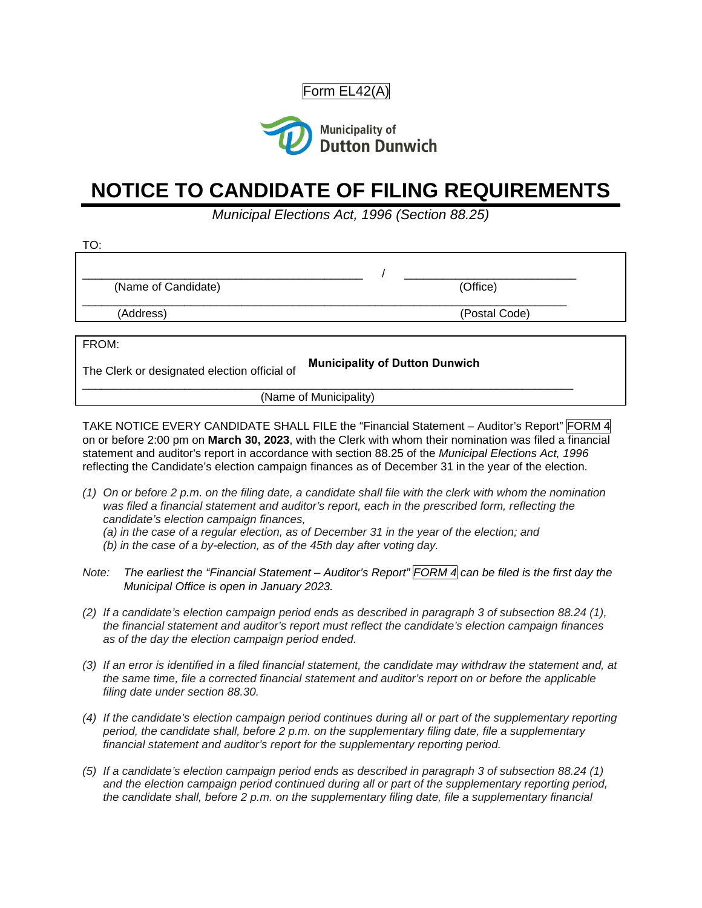Form EL42(A)

Municipality of Dutton Dunwich

# NOTICE TO CANDIDATE OF FILING REQUIREMENTS

*Municipal Elections Act, 1996 (Section 88.25)*

TO:

| | |
|---|---|
| ____________________ / | ____________________ |
| (Name of Candidate) | (Office) |
| ____________________ | |
| (Address) | (Postal Code) |

FROM:

The Clerk or designated election official of **Municipality of Dutton Dunwich**

(Name of Municipality)

TAKE NOTICE EVERY CANDIDATE SHALL FILE the "Financial Statement – Auditor's Report" FORM 4 on or before 2:00 pm on **March 30, 2023**, with the Clerk with whom their nomination was filed a financial statement and auditor's report in accordance with section 88.25 of the *Municipal Elections Act, 1996* reflecting the Candidate's election campaign finances as of December 31 in the year of the election.

*(1) On or before 2 p.m. on the filing date, a candidate shall file with the clerk with whom the nomination was filed a financial statement and auditor's report, each in the prescribed form, reflecting the candidate's election campaign finances,*

*(a) in the case of a regular election, as of December 31 in the year of the election; and*

*(b) in the case of a by-election, as of the 45th day after voting day.*

*Note: The earliest the "Financial Statement – Auditor's Report" FORM 4 can be filed is the first day the Municipal Office is open in January 2023.*

*(2) If a candidate's election campaign period ends as described in paragraph 3 of subsection 88.24 (1), the financial statement and auditor's report must reflect the candidate's election campaign finances as of the day the election campaign period ended.*

*(3) If an error is identified in a filed financial statement, the candidate may withdraw the statement and, at the same time, file a corrected financial statement and auditor's report on or before the applicable filing date under section 88.30.*

*(4) If the candidate's election campaign period continues during all or part of the supplementary reporting period, the candidate shall, before 2 p.m. on the supplementary filing date, file a supplementary financial statement and auditor's report for the supplementary reporting period.*

*(5) If a candidate's election campaign period ends as described in paragraph 3 of subsection 88.24 (1) and the election campaign period continued during all or part of the supplementary reporting period, the candidate shall, before 2 p.m. on the supplementary filing date, file a supplementary financial*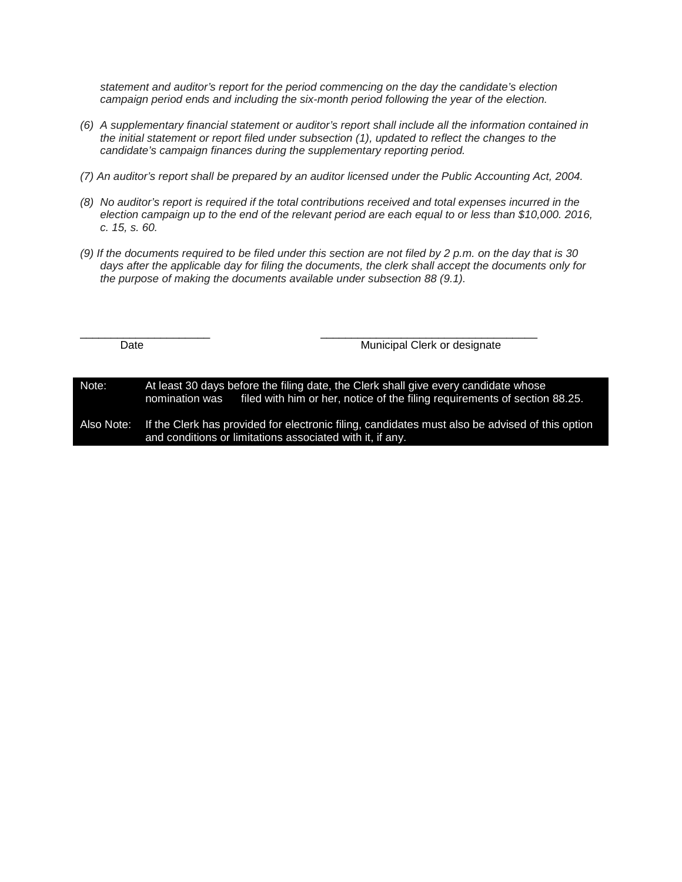*statement and auditor's report for the period commencing on the day the candidate's election campaign period ends and including the six-month period following the year of the election.*

*(6) A supplementary financial statement or auditor's report shall include all the information contained in the initial statement or report filed under subsection (1), updated to reflect the changes to the candidate's campaign finances during the supplementary reporting period.*

*(7) An auditor's report shall be prepared by an auditor licensed under the Public Accounting Act, 2004.*

*(8) No auditor's report is required if the total contributions received and total expenses incurred in the election campaign up to the end of the relevant period are each equal to or less than $10,000. 2016, c. 15, s. 60.*

*(9) If the documents required to be filed under this section are not filed by 2 p.m. on the day that is 30 days after the applicable day for filing the documents, the clerk shall accept the documents only for the purpose of making the documents available under subsection 88 (9.1).*

______________________ ____________________________________

Date Municipal Clerk or designate

| | |
|---|---|
| Note: | At least 30 days before the filing date, the Clerk shall give every candidate whose nomination was filed with him or her, notice of the filing requirements of section 88.25. |
| Also Note: | If the Clerk has provided for electronic filing, candidates must also be advised of this option and conditions or limitations associated with it, if any. |